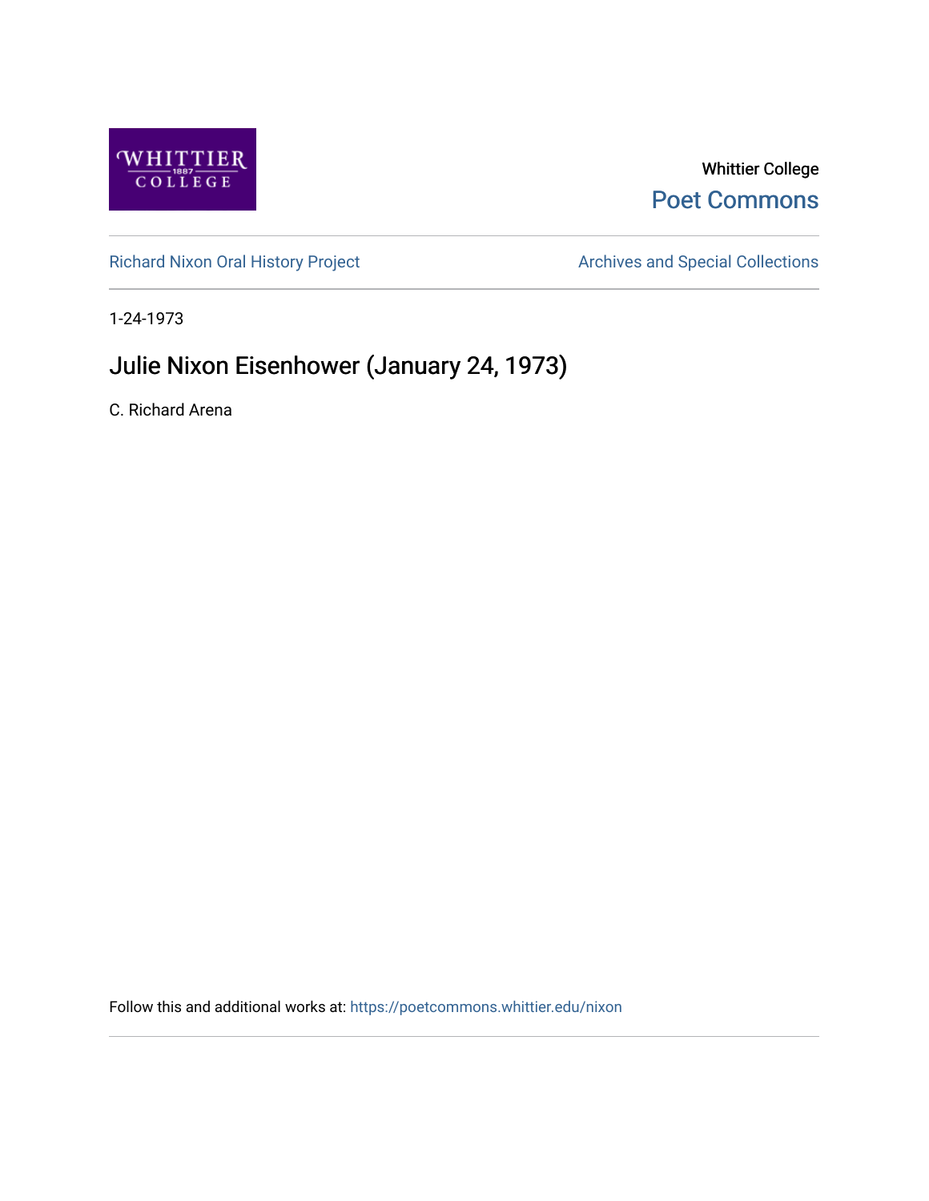Whittier College

Poet Commons

Richard Nixon Oral History Project

Archives and Special Collections

1-24-1973

# Julie Nixon Eisenhower (January 24, 1973)

C. Richard Arena

Follow this and additional works at: https://poetcommons.whittier.edu/nixon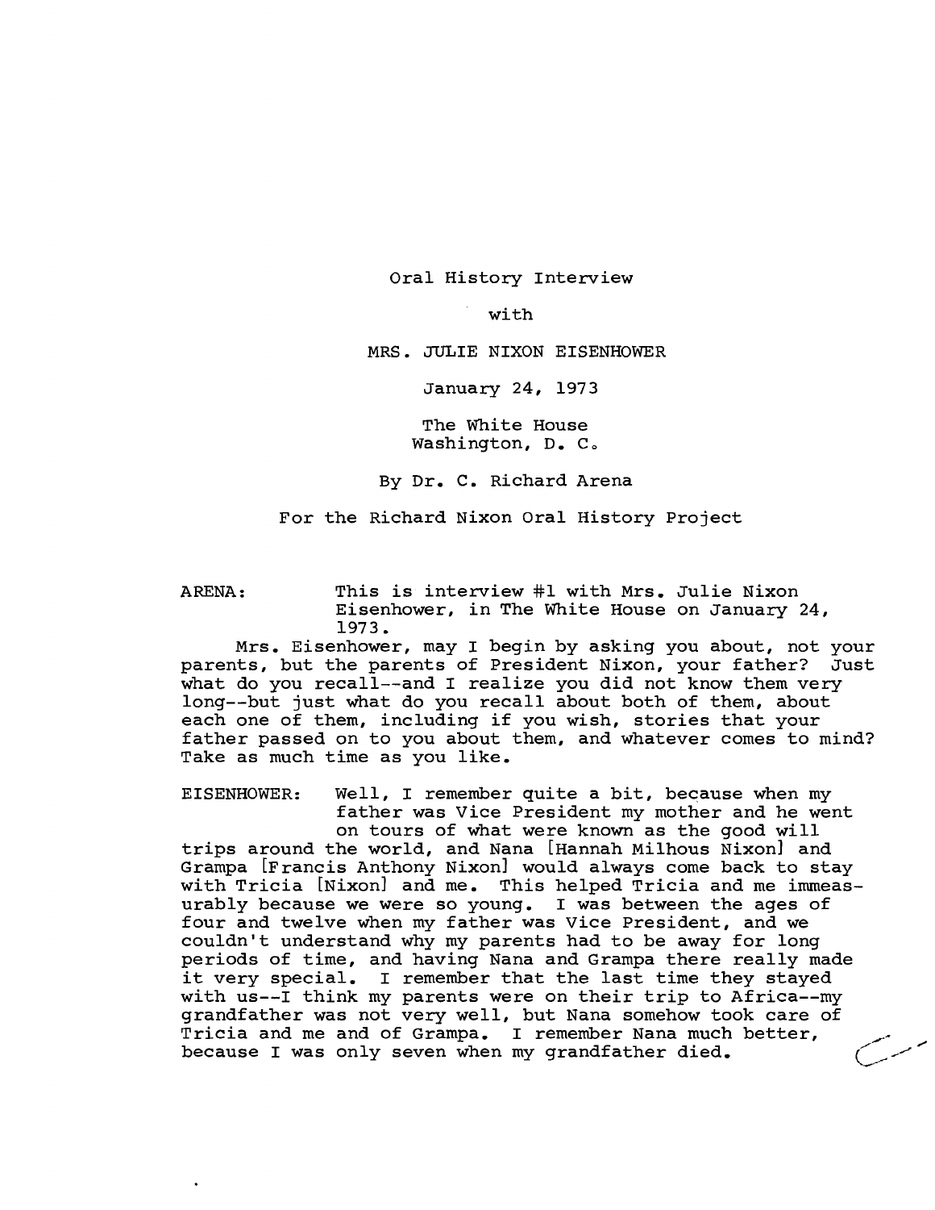Oral History Interview

with

MRS. JULIE NIXON EISENHOWER

January 24, 1973

The White House
Washington, D. C.

By Dr. C. Richard Arena

For the Richard Nixon Oral History Project

ARENA: This is interview #1 with Mrs. Julie Nixon Eisenhower, in The White House on January 24, 1973.

Mrs. Eisenhower, may I begin by asking you about, not your parents, but the parents of President Nixon, your father? Just what do you recall--and I realize you did not know them very long--but just what do you recall about both of them, about each one of them, including if you wish, stories that your father passed on to you about them, and whatever comes to mind? Take as much time as you like.

EISENHOWER: Well, I remember quite a bit, because when my father was Vice President my mother and he went on tours of what were known as the good will trips around the world, and Nana [Hannah Milhous Nixon] and Grampa [Francis Anthony Nixon] would always come back to stay with Tricia [Nixon] and me. This helped Tricia and me immeasurably because we were so young. I was between the ages of four and twelve when my father was Vice President, and we couldn't understand why my parents had to be away for long periods of time, and having Nana and Grampa there really made it very special. I remember that the last time they stayed with us--I think my parents were on their trip to Africa--my grandfather was not very well, but Nana somehow took care of Tricia and me and of Grampa. I remember Nana much better, because I was only seven when my grandfather died.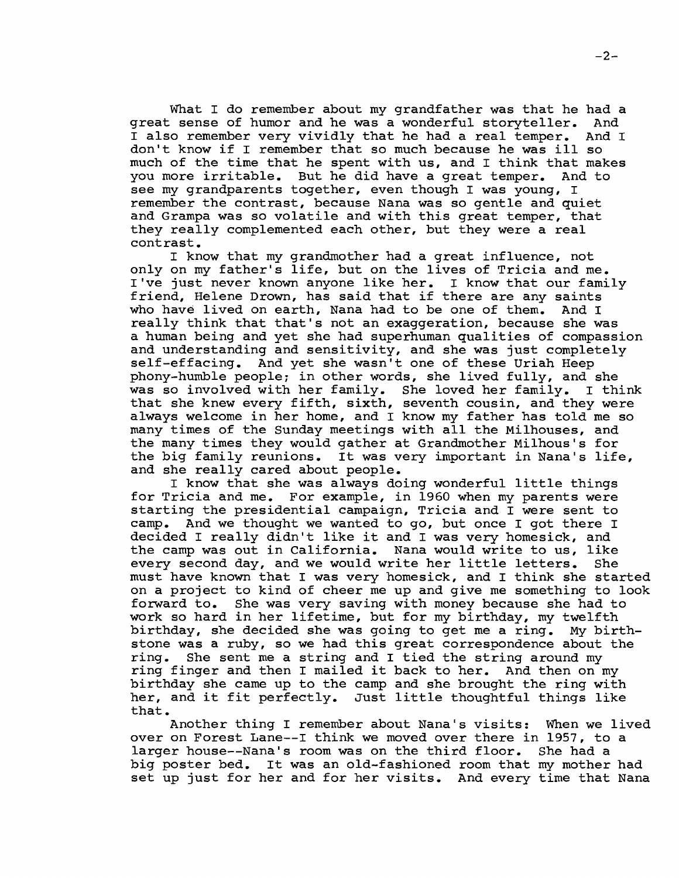What I do remember about my grandfather was that he had a great sense of humor and he was a wonderful storyteller. And I also remember very vividly that he had a real temper. And I don't know if I remember that so much because he was ill so much of the time that he spent with us, and I think that makes you more irritable. But he did have a great temper. And to see my grandparents together, even though I was young, I remember the contrast, because Nana was so gentle and quiet and Grampa was so volatile and with this great temper, that they really complemented each other, but they were a real contrast.

I know that my grandmother had a great influence, not only on my father's life, but on the lives of Tricia and me. I've just never known anyone like her. I know that our family friend, Helene Drown, has said that if there are any saints who have lived on earth, Nana had to be one of them. And I really think that that's not an exaggeration, because she was a human being and yet she had superhuman qualities of compassion and understanding and sensitivity, and she was just completely self-effacing. And yet she wasn't one of these Uriah Heep phony-humble people; in other words, she lived fully, and she was so involved with her family. She loved her family. I think that she knew every fifth, sixth, seventh cousin, and they were always welcome in her home, and I know my father has told me so many times of the Sunday meetings with all the Milhouses, and the many times they would gather at Grandmother Milhous's for the big family reunions. It was very important in Nana's life, and she really cared about people.

I know that she was always doing wonderful little things for Tricia and me. For example, in 1960 when my parents were starting the presidential campaign, Tricia and I were sent to camp. And we thought we wanted to go, but once I got there I decided I really didn't like it and I was very homesick, and the camp was out in California. Nana would write to us, like every second day, and we would write her little letters. She must have known that I was very homesick, and I think she started on a project to kind of cheer me up and give me something to look forward to. She was very saving with money because she had to work so hard in her lifetime, but for my birthday, my twelfth birthday, she decided she was going to get me a ring. My birthstone was a ruby, so we had this great correspondence about the ring. She sent me a string and I tied the string around my ring finger and then I mailed it back to her. And then on my birthday she came up to the camp and she brought the ring with her, and it fit perfectly. Just little thoughtful things like that.

Another thing I remember about Nana's visits: When we lived over on Forest Lane--I think we moved over there in 1957, to a larger house--Nana's room was on the third floor. She had a big poster bed. It was an old-fashioned room that my mother had set up just for her and for her visits. And every time that Nana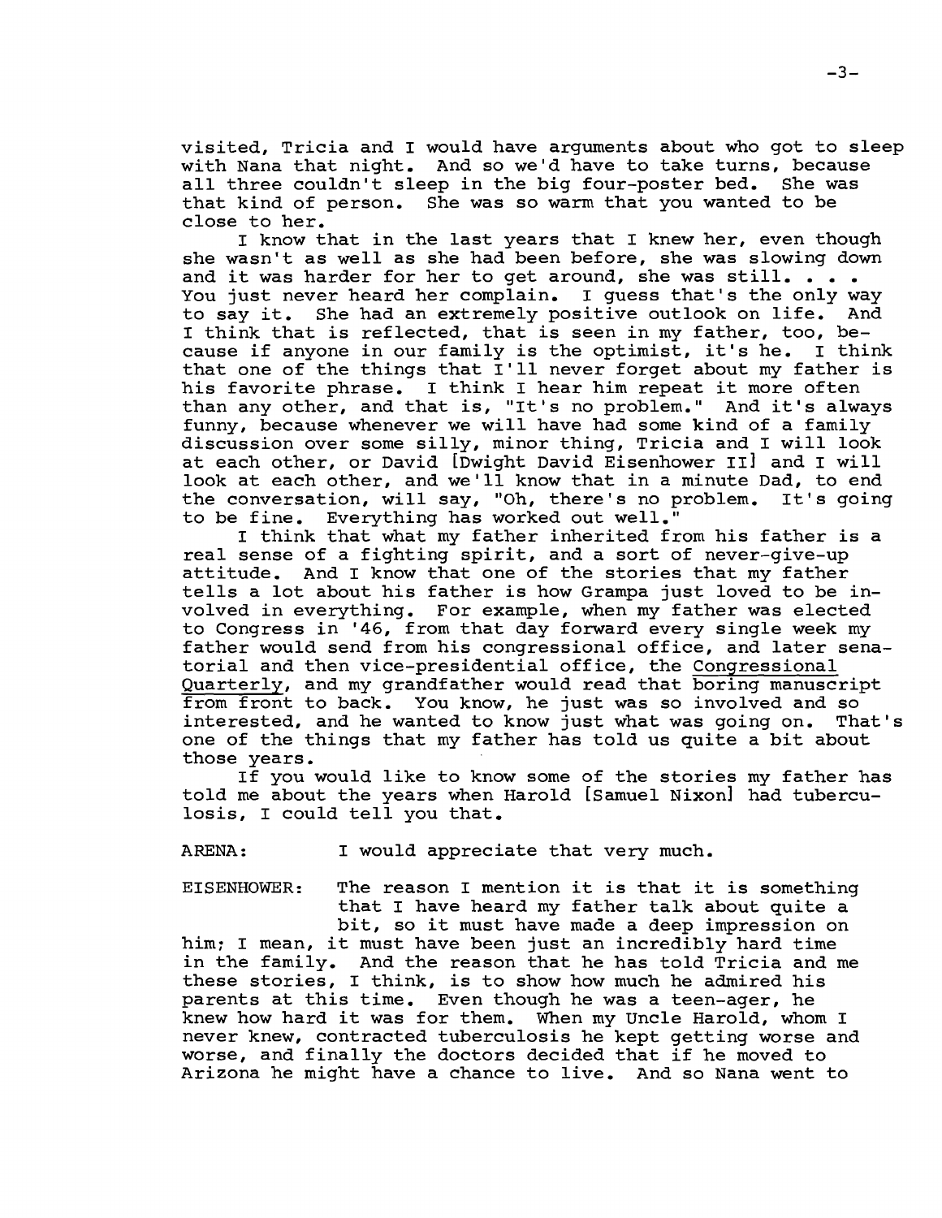visited, Tricia and I would have arguments about who got to sleep with Nana that night. And so we'd have to take turns, because all three couldn't sleep in the big four-poster bed. She was that kind of person. She was so warm that you wanted to be close to her.

I know that in the last years that I knew her, even though she wasn't as well as she had been before, she was slowing down and it was harder for her to get around, she was still. . . . You just never heard her complain. I guess that's the only way to say it. She had an extremely positive outlook on life. And I think that is reflected, that is seen in my father, too, because if anyone in our family is the optimist, it's he. I think that one of the things that I'll never forget about my father is his favorite phrase. I think I hear him repeat it more often than any other, and that is, "It's no problem." And it's always funny, because whenever we will have had some kind of a family discussion over some silly, minor thing, Tricia and I will look at each other, or David [Dwight David Eisenhower II] and I will look at each other, and we'll know that in a minute Dad, to end the conversation, will say, "Oh, there's no problem. It's going to be fine. Everything has worked out well."

I think that what my father inherited from his father is a real sense of a fighting spirit, and a sort of never-give-up attitude. And I know that one of the stories that my father tells a lot about his father is how Grampa just loved to be involved in everything. For example, when my father was elected to Congress in '46, from that day forward every single week my father would send from his congressional office, and later senatorial and then vice-presidential office, the Congressional Quarterly, and my grandfather would read that boring manuscript from front to back. You know, he just was so involved and so interested, and he wanted to know just what was going on. That's one of the things that my father has told us quite a bit about those years.

If you would like to know some of the stories my father has told me about the years when Harold [Samuel Nixon] had tuberculosis, I could tell you that.

ARENA: I would appreciate that very much.

EISENHOWER: The reason I mention it is that it is something that I have heard my father talk about quite a bit, so it must have made a deep impression on him; I mean, it must have been just an incredibly hard time in the family. And the reason that he has told Tricia and me these stories, I think, is to show how much he admired his parents at this time. Even though he was a teen-ager, he knew how hard it was for them. When my Uncle Harold, whom I never knew, contracted tuberculosis he kept getting worse and worse, and finally the doctors decided that if he moved to Arizona he might have a chance to live. And so Nana went to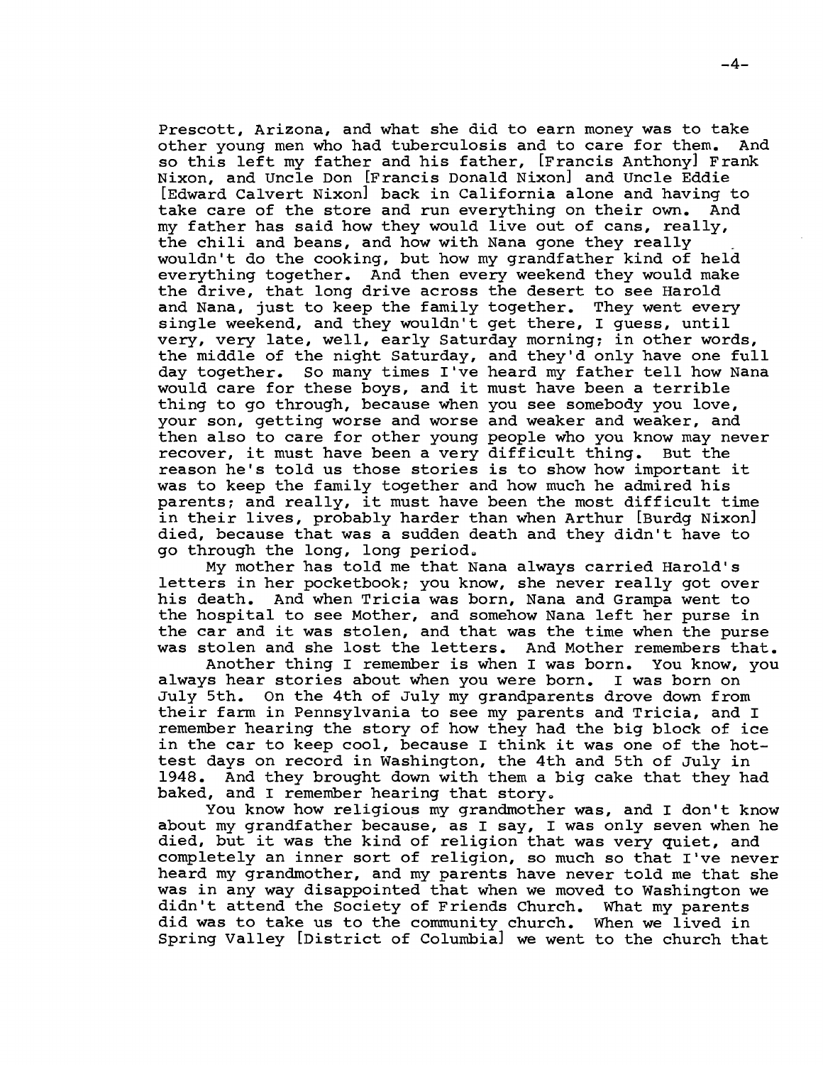Prescott, Arizona, and what she did to earn money was to take other young men who had tuberculosis and to care for them. And so this left my father and his father, [Francis Anthony] Frank Nixon, and Uncle Don [Francis Donald Nixon] and Uncle Eddie [Edward Calvert Nixon] back in California alone and having to take care of the store and run everything on their own. And my father has said how they would live out of cans, really, the chili and beans, and how with Nana gone they really wouldn't do the cooking, but how my grandfather kind of held everything together. And then every weekend they would make the drive, that long drive across the desert to see Harold and Nana, just to keep the family together. They went every single weekend, and they wouldn't get there, I guess, until very, very late, well, early Saturday morning; in other words, the middle of the night Saturday, and they'd only have one full day together. So many times I've heard my father tell how Nana would care for these boys, and it must have been a terrible thing to go through, because when you see somebody you love, your son, getting worse and worse and weaker and weaker, and then also to care for other young people who you know may never recover, it must have been a very difficult thing. But the reason he's told us those stories is to show how important it was to keep the family together and how much he admired his parents; and really, it must have been the most difficult time in their lives, probably harder than when Arthur [Burdg Nixon] died, because that was a sudden death and they didn't have to go through the long, long period.

My mother has told me that Nana always carried Harold's letters in her pocketbook; you know, she never really got over his death. And when Tricia was born, Nana and Grampa went to the hospital to see Mother, and somehow Nana left her purse in the car and it was stolen, and that was the time when the purse was stolen and she lost the letters. And Mother remembers that.

Another thing I remember is when I was born. You know, you always hear stories about when you were born. I was born on July 5th. On the 4th of July my grandparents drove down from their farm in Pennsylvania to see my parents and Tricia, and I remember hearing the story of how they had the big block of ice in the car to keep cool, because I think it was one of the hottest days on record in Washington, the 4th and 5th of July in 1948. And they brought down with them a big cake that they had baked, and I remember hearing that story.

You know how religious my grandmother was, and I don't know about my grandfather because, as I say, I was only seven when he died, but it was the kind of religion that was very quiet, and completely an inner sort of religion, so much so that I've never heard my grandmother, and my parents have never told me that she was in any way disappointed that when we moved to Washington we didn't attend the Society of Friends Church. What my parents did was to take us to the community church. When we lived in Spring Valley [District of Columbia] we went to the church that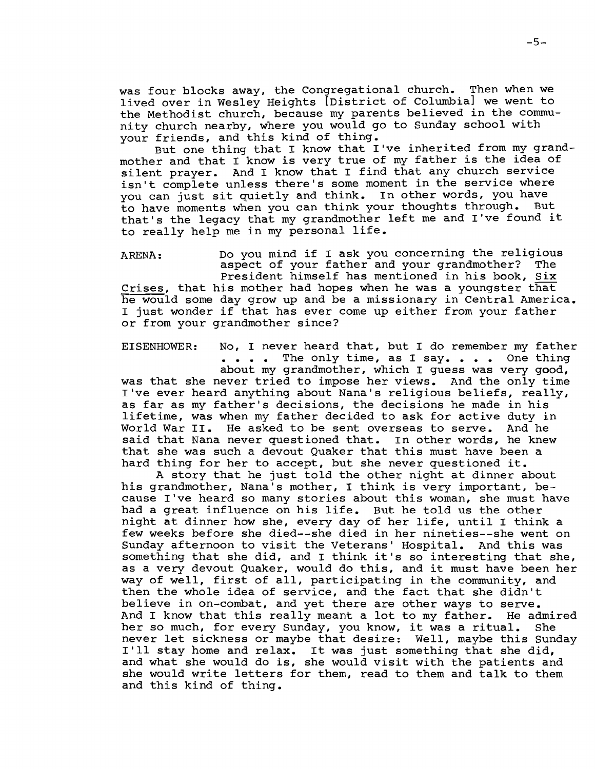was four blocks away, the Congregational church. Then when we lived over in Wesley Heights [District of Columbia] we went to the Methodist church, because my parents believed in the community church nearby, where you would go to Sunday school with your friends, and this kind of thing.

But one thing that I know that I've inherited from my grandmother and that I know is very true of my father is the idea of silent prayer. And I know that I find that any church service isn't complete unless there's some moment in the service where you can just sit quietly and think. In other words, you have to have moments when you can think your thoughts through. But that's the legacy that my grandmother left me and I've found it to really help me in my personal life.

ARENA: Do you mind if I ask you concerning the religious aspect of your father and your grandmother? The President himself has mentioned in his book, Six Crises, that his mother had hopes when he was a youngster that he would some day grow up and be a missionary in Central America. I just wonder if that has ever come up either from your father or from your grandmother since?

EISENHOWER: No, I never heard that, but I do remember my father . . . . The only time, as I say. . . . One thing about my grandmother, which I guess was very good, was that she never tried to impose her views. And the only time I've ever heard anything about Nana's religious beliefs, really, as far as my father's decisions, the decisions he made in his lifetime, was when my father decided to ask for active duty in World War II. He asked to be sent overseas to serve. And he said that Nana never questioned that. In other words, he knew that she was such a devout Quaker that this must have been a hard thing for her to accept, but she never questioned it.

A story that he just told the other night at dinner about his grandmother, Nana's mother, I think is very important, because I've heard so many stories about this woman, she must have had a great influence on his life. But he told us the other night at dinner how she, every day of her life, until I think a few weeks before she died--she died in her nineties--she went on Sunday afternoon to visit the Veterans' Hospital. And this was something that she did, and I think it's so interesting that she, as a very devout Quaker, would do this, and it must have been her way of well, first of all, participating in the community, and then the whole idea of service, and the fact that she didn't believe in on-combat, and yet there are other ways to serve. And I know that this really meant a lot to my father. He admired her so much, for every Sunday, you know, it was a ritual. She never let sickness or maybe that desire: Well, maybe this Sunday I'll stay home and relax. It was just something that she did, and what she would do is, she would visit with the patients and she would write letters for them, read to them and talk to them and this kind of thing.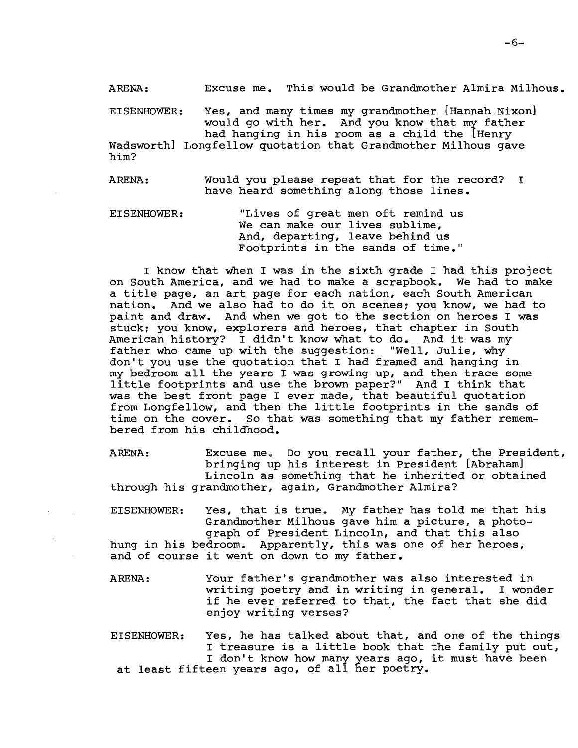ARENA: Excuse me. This would be Grandmother Almira Milhous.

EISENHOWER: Yes, and many times my grandmother [Hannah Nixon] would go with her. And you know that my father had hanging in his room as a child the [Henry Wadsworth] Longfellow quotation that Grandmother Milhous gave him?

ARENA: Would you please repeat that for the record? I have heard something along those lines.

EISENHOWER: "Lives of great men oft remind us
We can make our lives sublime,
And, departing, leave behind us
Footprints in the sands of time."

I know that when I was in the sixth grade I had this project on South America, and we had to make a scrapbook. We had to make a title page, an art page for each nation, each South American nation. And we also had to do it on scenes; you know, we had to paint and draw. And when we got to the section on heroes I was stuck; you know, explorers and heroes, that chapter in South American history? I didn't know what to do. And it was my father who came up with the suggestion: "Well, Julie, why don't you use the quotation that I had framed and hanging in my bedroom all the years I was growing up, and then trace some little footprints and use the brown paper?" And I think that was the best front page I ever made, that beautiful quotation from Longfellow, and then the little footprints in the sands of time on the cover. So that was something that my father remembered from his childhood.

ARENA: Excuse me. Do you recall your father, the President, bringing up his interest in President [Abraham] Lincoln as something that he inherited or obtained through his grandmother, again, Grandmother Almira?

EISENHOWER: Yes, that is true. My father has told me that his Grandmother Milhous gave him a picture, a photograph of President Lincoln, and that this also hung in his bedroom. Apparently, this was one of her heroes, and of course it went on down to my father.

ARENA: Your father's grandmother was also interested in writing poetry and in writing in general. I wonder if he ever referred to that, the fact that she did enjoy writing verses?

EISENHOWER: Yes, he has talked about that, and one of the things I treasure is a little book that the family put out, I don't know how many years ago, it must have been at least fifteen years ago, of all her poetry.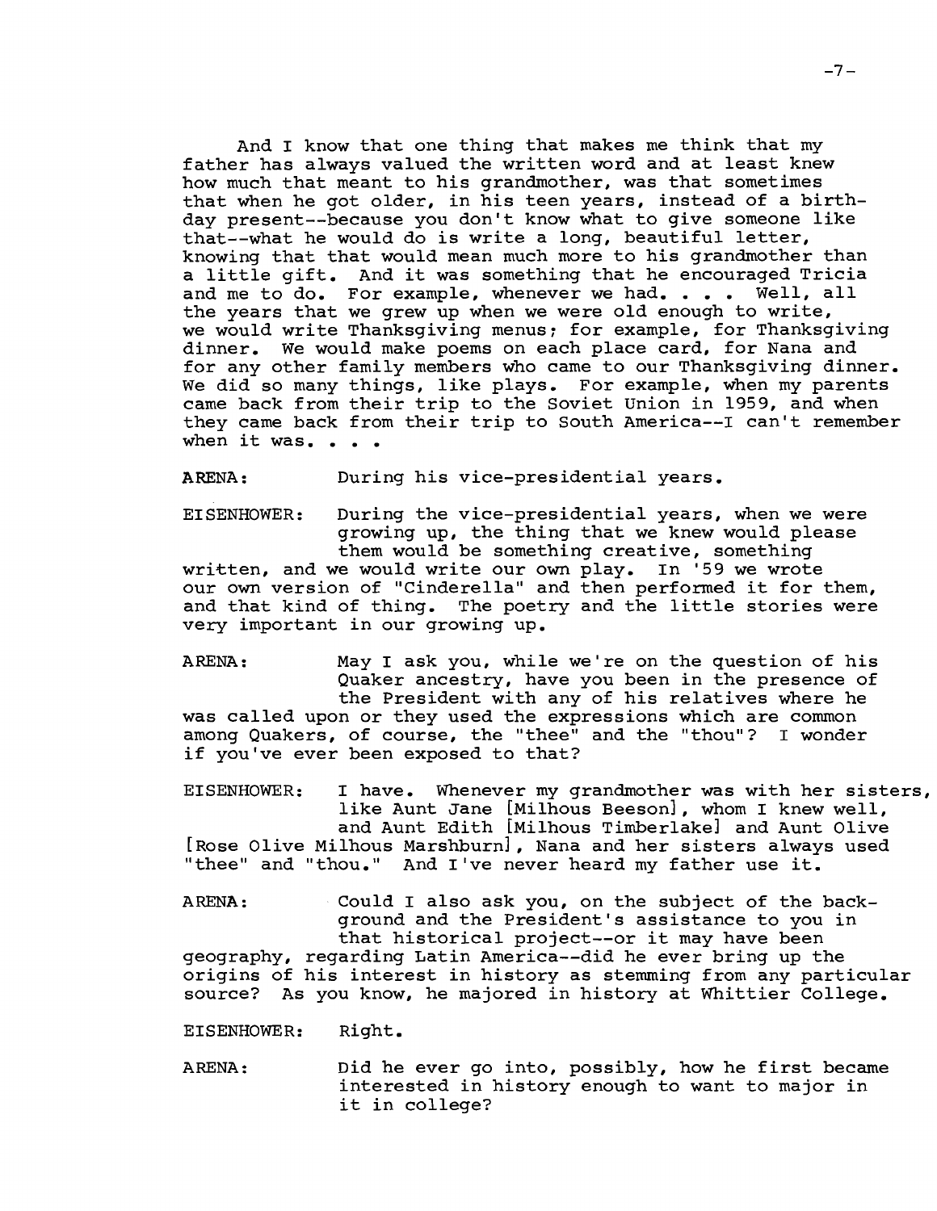And I know that one thing that makes me think that my father has always valued the written word and at least knew how much that meant to his grandmother, was that sometimes that when he got older, in his teen years, instead of a birthday present--because you don't know what to give someone like that--what he would do is write a long, beautiful letter, knowing that that would mean much more to his grandmother than a little gift. And it was something that he encouraged Tricia and me to do. For example, whenever we had. . . . Well, all the years that we grew up when we were old enough to write, we would write Thanksgiving menus; for example, for Thanksgiving dinner. We would make poems on each place card, for Nana and for any other family members who came to our Thanksgiving dinner. We did so many things, like plays. For example, when my parents came back from their trip to the Soviet Union in 1959, and when they came back from their trip to South America--I can't remember when it was. . . .

ARENA: During his vice-presidential years.

EISENHOWER: During the vice-presidential years, when we were growing up, the thing that we knew would please them would be something creative, something written, and we would write our own play. In '59 we wrote our own version of "Cinderella" and then performed it for them, and that kind of thing. The poetry and the little stories were very important in our growing up.

ARENA: May I ask you, while we're on the question of his Quaker ancestry, have you been in the presence of the President with any of his relatives where he was called upon or they used the expressions which are common among Quakers, of course, the "thee" and the "thou"? I wonder if you've ever been exposed to that?

EISENHOWER: I have. Whenever my grandmother was with her sisters, like Aunt Jane [Milhous Beeson], whom I knew well, and Aunt Edith [Milhous Timberlake] and Aunt Olive [Rose Olive Milhous Marshburn], Nana and her sisters always used "thee" and "thou." And I've never heard my father use it.

ARENA: Could I also ask you, on the subject of the background and the President's assistance to you in that historical project--or it may have been geography, regarding Latin America--did he ever bring up the origins of his interest in history as stemming from any particular source? As you know, he majored in history at Whittier College.

EISENHOWER: Right.

ARENA: Did he ever go into, possibly, how he first became interested in history enough to want to major in it in college?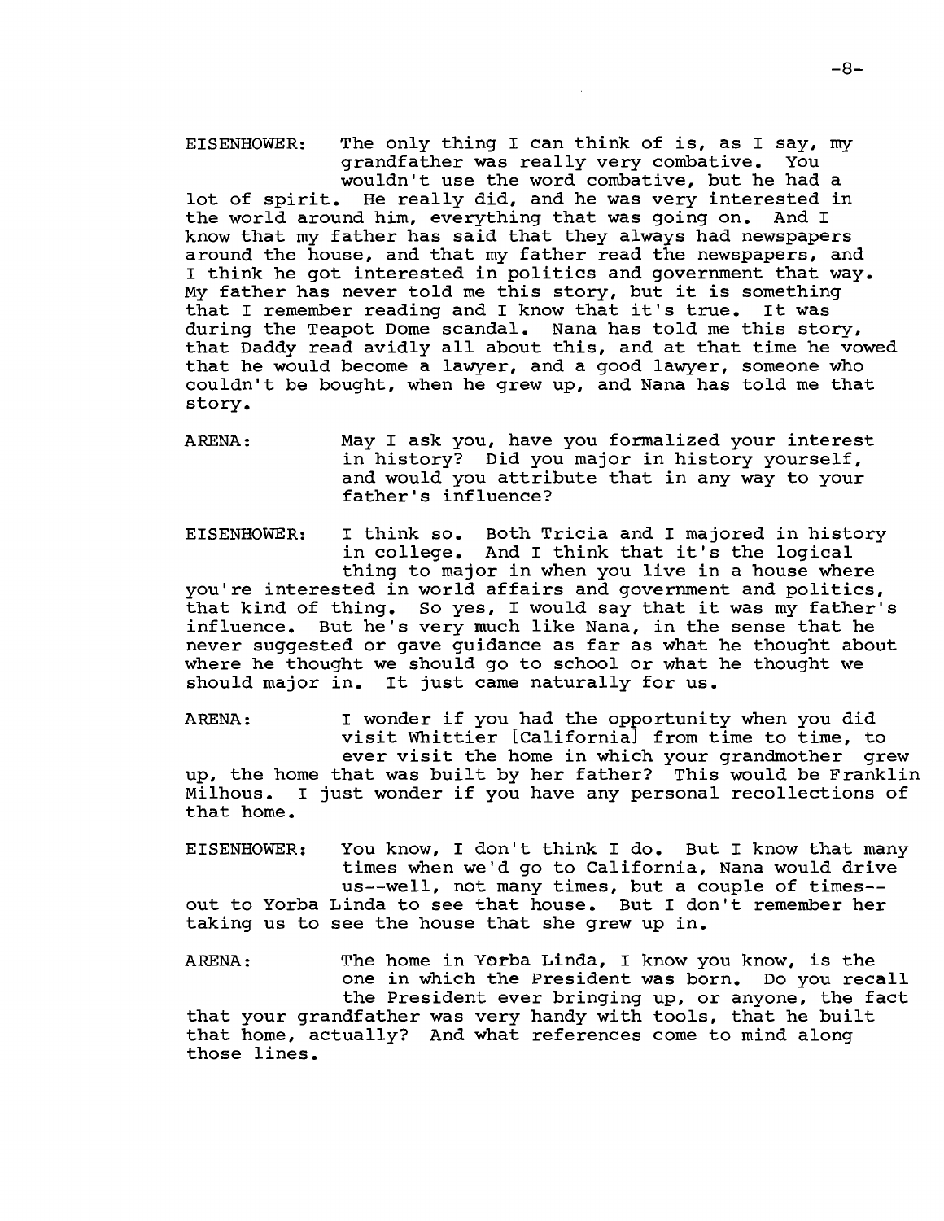EISENHOWER: The only thing I can think of is, as I say, my grandfather was really very combative. You wouldn't use the word combative, but he had a lot of spirit. He really did, and he was very interested in the world around him, everything that was going on. And I know that my father has said that they always had newspapers around the house, and that my father read the newspapers, and I think he got interested in politics and government that way. My father has never told me this story, but it is something that I remember reading and I know that it's true. It was during the Teapot Dome scandal. Nana has told me this story, that Daddy read avidly all about this, and at that time he vowed that he would become a lawyer, and a good lawyer, someone who couldn't be bought, when he grew up, and Nana has told me that story.

ARENA: May I ask you, have you formalized your interest in history? Did you major in history yourself, and would you attribute that in any way to your father's influence?

EISENHOWER: I think so. Both Tricia and I majored in history in college. And I think that it's the logical thing to major in when you live in a house where you're interested in world affairs and government and politics, that kind of thing. So yes, I would say that it was my father's influence. But he's very much like Nana, in the sense that he never suggested or gave guidance as far as what he thought about where he thought we should go to school or what he thought we should major in. It just came naturally for us.

ARENA: I wonder if you had the opportunity when you did visit Whittier [California] from time to time, to ever visit the home in which your grandmother grew up, the home that was built by her father? This would be Franklin Milhous. I just wonder if you have any personal recollections of that home.

EISENHOWER: You know, I don't think I do. But I know that many times when we'd go to California, Nana would drive us--well, not many times, but a couple of times--out to Yorba Linda to see that house. But I don't remember her taking us to see the house that she grew up in.

ARENA: The home in Yorba Linda, I know you know, is the one in which the President was born. Do you recall the President ever bringing up, or anyone, the fact that your grandfather was very handy with tools, that he built that home, actually? And what references come to mind along those lines.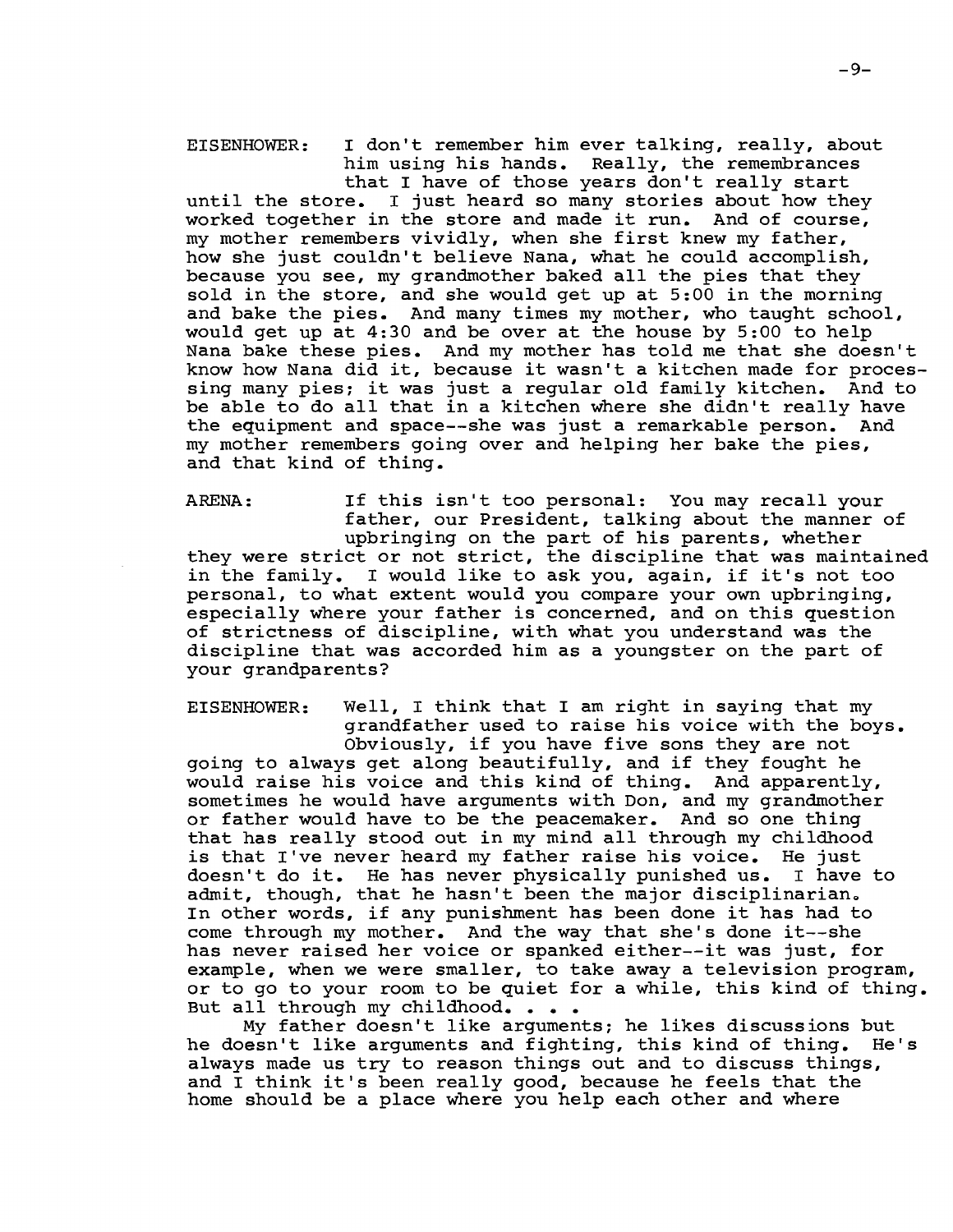EISENHOWER: I don't remember him ever talking, really, about him using his hands. Really, the remembrances that I have of those years don't really start until the store. I just heard so many stories about how they worked together in the store and made it run. And of course, my mother remembers vividly, when she first knew my father, how she just couldn't believe Nana, what he could accomplish, because you see, my grandmother baked all the pies that they sold in the store, and she would get up at 5:00 in the morning and bake the pies. And many times my mother, who taught school, would get up at 4:30 and be over at the house by 5:00 to help Nana bake these pies. And my mother has told me that she doesn't know how Nana did it, because it wasn't a kitchen made for processing many pies; it was just a regular old family kitchen. And to be able to do all that in a kitchen where she didn't really have the equipment and space--she was just a remarkable person. And my mother remembers going over and helping her bake the pies, and that kind of thing.

ARENA: If this isn't too personal: You may recall your father, our President, talking about the manner of upbringing on the part of his parents, whether they were strict or not strict, the discipline that was maintained in the family. I would like to ask you, again, if it's not too personal, to what extent would you compare your own upbringing, especially where your father is concerned, and on this question of strictness of discipline, with what you understand was the discipline that was accorded him as a youngster on the part of your grandparents?

EISENHOWER: Well, I think that I am right in saying that my grandfather used to raise his voice with the boys. Obviously, if you have five sons they are not going to always get along beautifully, and if they fought he would raise his voice and this kind of thing. And apparently, sometimes he would have arguments with Don, and my grandmother or father would have to be the peacemaker. And so one thing that has really stood out in my mind all through my childhood is that I've never heard my father raise his voice. He just doesn't do it. He has never physically punished us. I have to admit, though, that he hasn't been the major disciplinarian. In other words, if any punishment has been done it has had to come through my mother. And the way that she's done it--she has never raised her voice or spanked either--it was just, for example, when we were smaller, to take away a television program, or to go to your room to be quiet for a while, this kind of thing. But all through my childhood. . . .

My father doesn't like arguments; he likes discussions but he doesn't like arguments and fighting, this kind of thing. He's always made us try to reason things out and to discuss things, and I think it's been really good, because he feels that the home should be a place where you help each other and where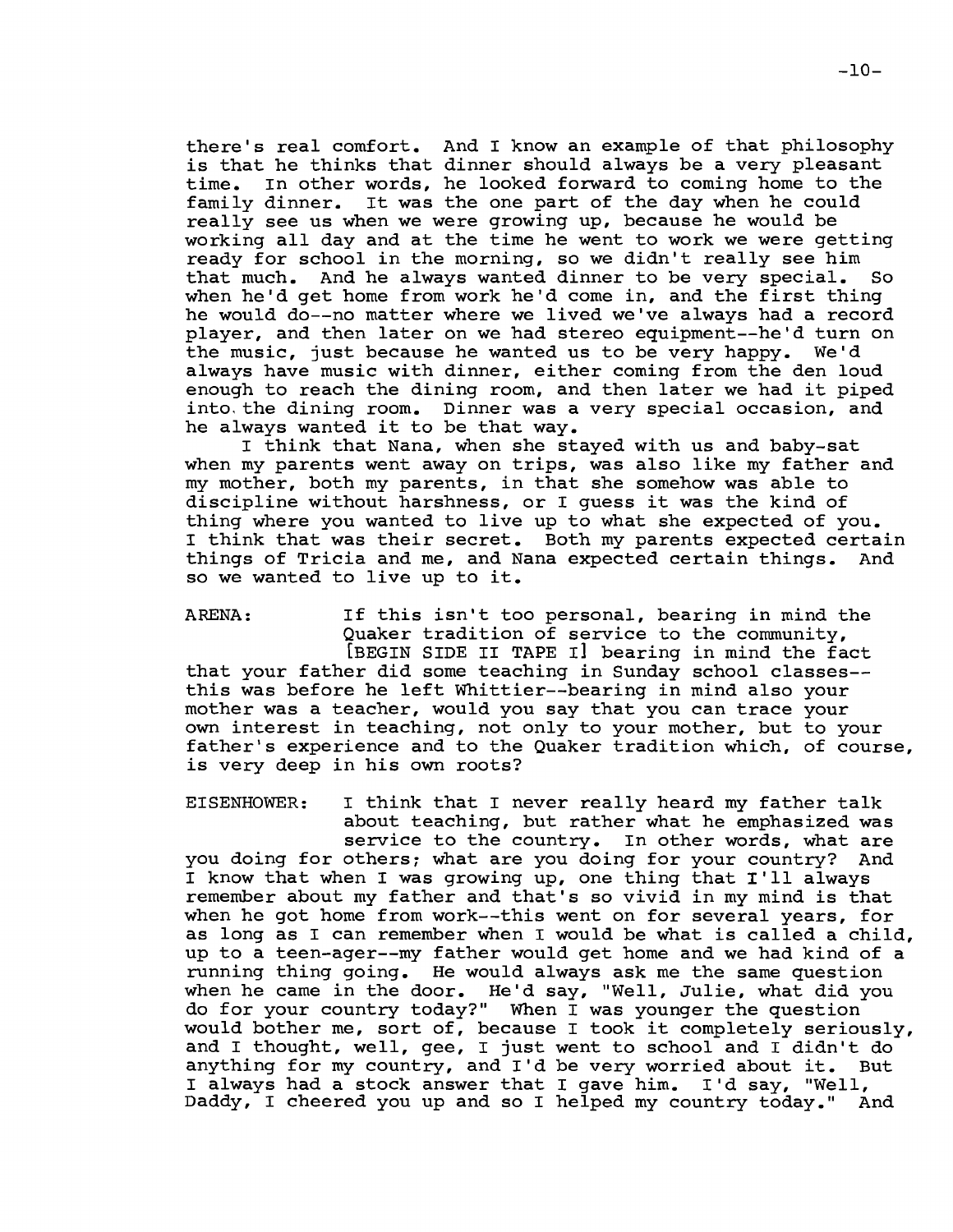there's real comfort. And I know an example of that philosophy is that he thinks that dinner should always be a very pleasant time. In other words, he looked forward to coming home to the family dinner. It was the one part of the day when he could really see us when we were growing up, because he would be working all day and at the time he went to work we were getting ready for school in the morning, so we didn't really see him that much. And he always wanted dinner to be very special. So when he'd get home from work he'd come in, and the first thing he would do--no matter where we lived we've always had a record player, and then later on we had stereo equipment--he'd turn on the music, just because he wanted us to be very happy. We'd always have music with dinner, either coming from the den loud enough to reach the dining room, and then later we had it piped into the dining room. Dinner was a very special occasion, and he always wanted it to be that way.

I think that Nana, when she stayed with us and baby-sat when my parents went away on trips, was also like my father and my mother, both my parents, in that she somehow was able to discipline without harshness, or I guess it was the kind of thing where you wanted to live up to what she expected of you. I think that was their secret. Both my parents expected certain things of Tricia and me, and Nana expected certain things. And so we wanted to live up to it.

ARENA: If this isn't too personal, bearing in mind the Quaker tradition of service to the community, [BEGIN SIDE II TAPE I] bearing in mind the fact that your father did some teaching in Sunday school classes--this was before he left Whittier--bearing in mind also your mother was a teacher, would you say that you can trace your own interest in teaching, not only to your mother, but to your father's experience and to the Quaker tradition which, of course, is very deep in his own roots?

EISENHOWER: I think that I never really heard my father talk about teaching, but rather what he emphasized was service to the country. In other words, what are you doing for others; what are you doing for your country? And I know that when I was growing up, one thing that I'll always remember about my father and that's so vivid in my mind is that when he got home from work--this went on for several years, for as long as I can remember when I would be what is called a child, up to a teen-ager--my father would get home and we had kind of a running thing going. He would always ask me the same question when he came in the door. He'd say, "Well, Julie, what did you do for your country today?" When I was younger the question would bother me, sort of, because I took it completely seriously, and I thought, well, gee, I just went to school and I didn't do anything for my country, and I'd be very worried about it. But I always had a stock answer that I gave him. I'd say, "Well, Daddy, I cheered you up and so I helped my country today." And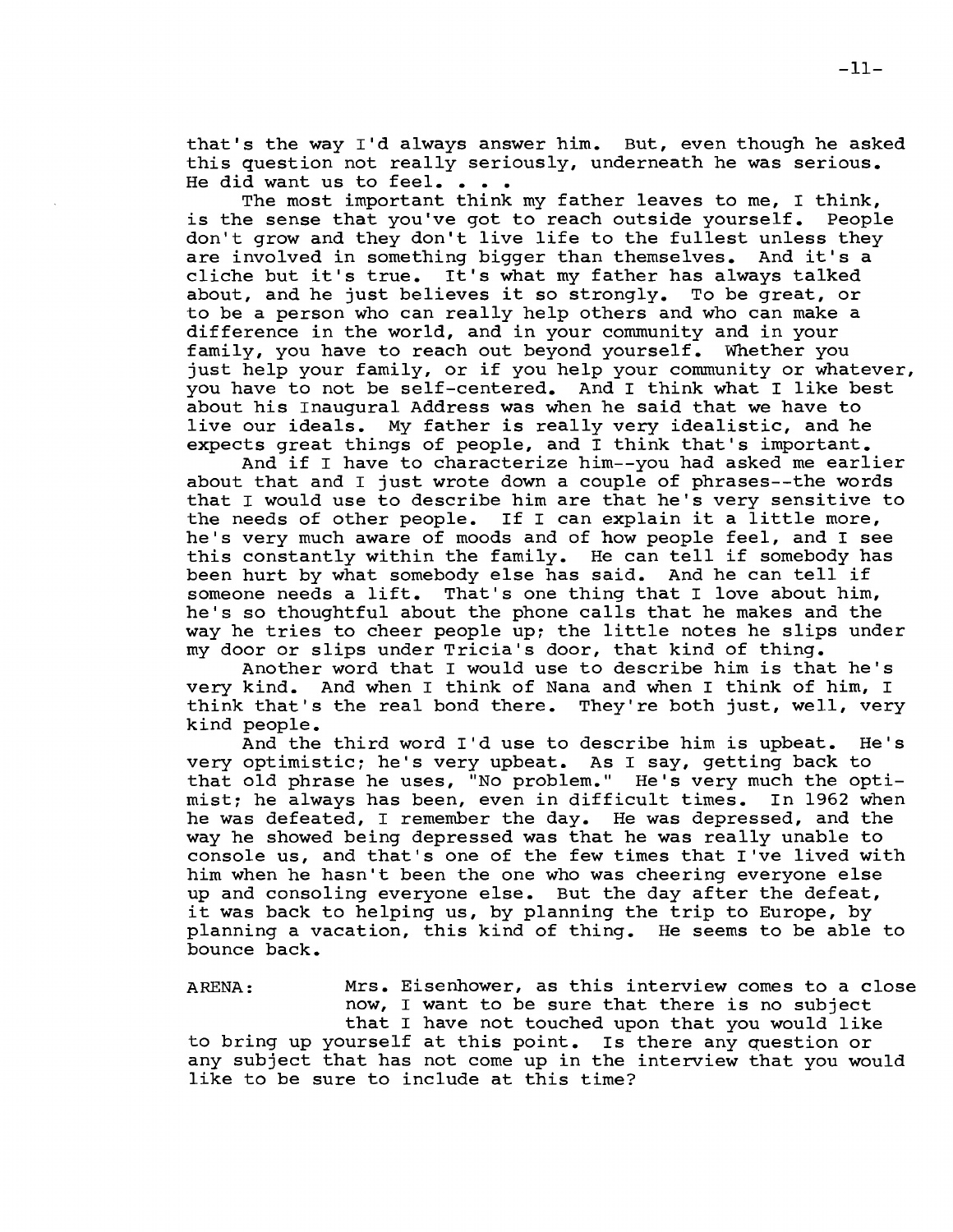that's the way I'd always answer him. But, even though he asked this question not really seriously, underneath he was serious. He did want us to feel. . . .

The most important think my father leaves to me, I think, is the sense that you've got to reach outside yourself. People don't grow and they don't live life to the fullest unless they are involved in something bigger than themselves. And it's a cliche but it's true. It's what my father has always talked about, and he just believes it so strongly. To be great, or to be a person who can really help others and who can make a difference in the world, and in your community and in your family, you have to reach out beyond yourself. Whether you just help your family, or if you help your community or whatever, you have to not be self-centered. And I think what I like best about his Inaugural Address was when he said that we have to live our ideals. My father is really very idealistic, and he expects great things of people, and I think that's important.

And if I have to characterize him--you had asked me earlier about that and I just wrote down a couple of phrases--the words that I would use to describe him are that he's very sensitive to the needs of other people. If I can explain it a little more, he's very much aware of moods and of how people feel, and I see this constantly within the family. He can tell if somebody has been hurt by what somebody else has said. And he can tell if someone needs a lift. That's one thing that I love about him, he's so thoughtful about the phone calls that he makes and the way he tries to cheer people up; the little notes he slips under my door or slips under Tricia's door, that kind of thing.

Another word that I would use to describe him is that he's very kind. And when I think of Nana and when I think of him, I think that's the real bond there. They're both just, well, very kind people.

And the third word I'd use to describe him is upbeat. He's very optimistic; he's very upbeat. As I say, getting back to that old phrase he uses, "No problem." He's very much the optimist; he always has been, even in difficult times. In 1962 when he was defeated, I remember the day. He was depressed, and the way he showed being depressed was that he was really unable to console us, and that's one of the few times that I've lived with him when he hasn't been the one who was cheering everyone else up and consoling everyone else. But the day after the defeat, it was back to helping us, by planning the trip to Europe, by planning a vacation, this kind of thing. He seems to be able to bounce back.

ARENA: Mrs. Eisenhower, as this interview comes to a close now, I want to be sure that there is no subject that I have not touched upon that you would like to bring up yourself at this point. Is there any question or any subject that has not come up in the interview that you would like to be sure to include at this time?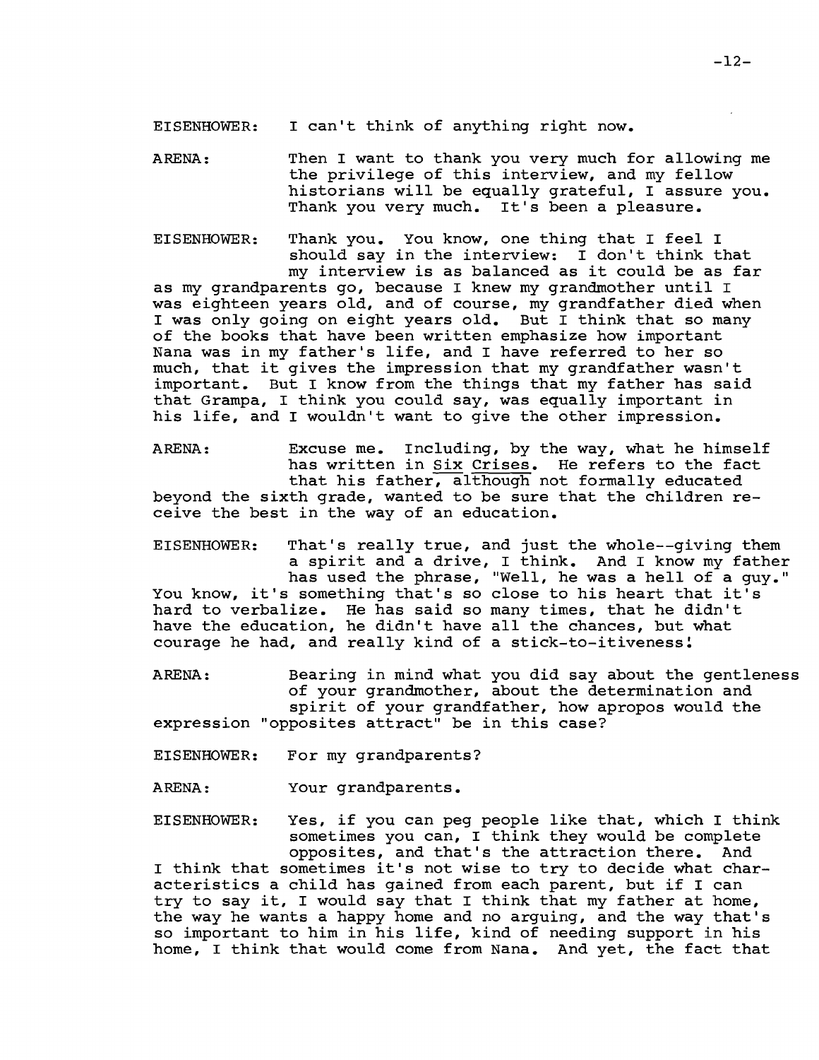EISENHOWER: I can't think of anything right now.

ARENA: Then I want to thank you very much for allowing me the privilege of this interview, and my fellow historians will be equally grateful, I assure you. Thank you very much. It's been a pleasure.

EISENHOWER: Thank you. You know, one thing that I feel I should say in the interview: I don't think that my interview is as balanced as it could be as far as my grandparents go, because I knew my grandmother until I was eighteen years old, and of course, my grandfather died when I was only going on eight years old. But I think that so many of the books that have been written emphasize how important Nana was in my father's life, and I have referred to her so much, that it gives the impression that my grandfather wasn't important. But I know from the things that my father has said that Grampa, I think you could say, was equally important in his life, and I wouldn't want to give the other impression.

ARENA: Excuse me. Including, by the way, what he himself has written in Six Crises. He refers to the fact that his father, although not formally educated beyond the sixth grade, wanted to be sure that the children receive the best in the way of an education.

EISENHOWER: That's really true, and just the whole--giving them a spirit and a drive, I think. And I know my father has used the phrase, "Well, he was a hell of a guy." You know, it's something that's so close to his heart that it's hard to verbalize. He has said so many times, that he didn't have the education, he didn't have all the chances, but what courage he had, and really kind of a stick-to-itiveness!

ARENA: Bearing in mind what you did say about the gentleness of your grandmother, about the determination and spirit of your grandfather, how apropos would the expression "opposites attract" be in this case?

EISENHOWER: For my grandparents?

ARENA: Your grandparents.

EISENHOWER: Yes, if you can peg people like that, which I think sometimes you can, I think they would be complete opposites, and that's the attraction there. And I think that sometimes it's not wise to try to decide what characteristics a child has gained from each parent, but if I can try to say it, I would say that I think that my father at home, the way he wants a happy home and no arguing, and the way that's so important to him in his life, kind of needing support in his home, I think that would come from Nana. And yet, the fact that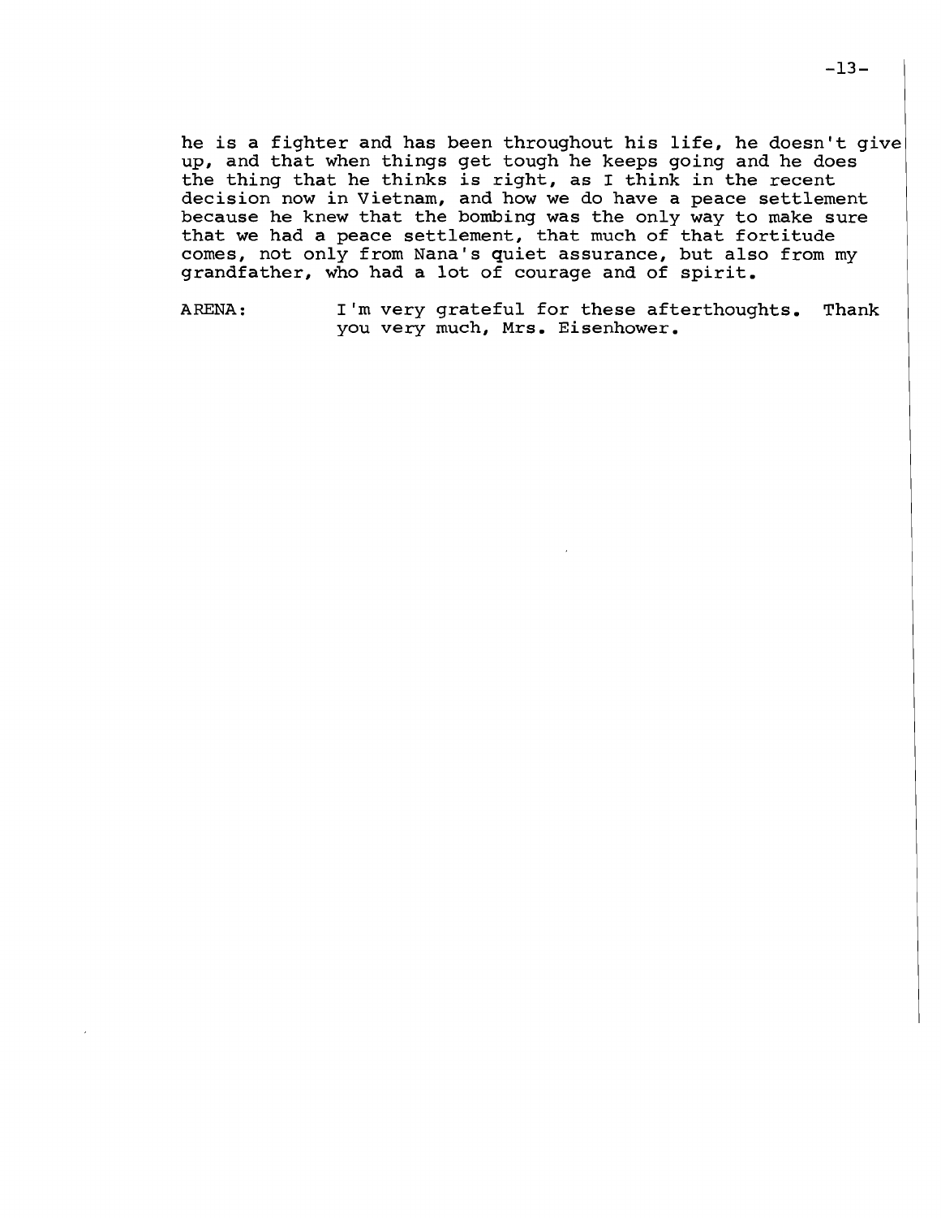he is a fighter and has been throughout his life, he doesn't give up, and that when things get tough he keeps going and he does the thing that he thinks is right, as I think in the recent decision now in Vietnam, and how we do have a peace settlement because he knew that the bombing was the only way to make sure that we had a peace settlement, that much of that fortitude comes, not only from Nana's quiet assurance, but also from my grandfather, who had a lot of courage and of spirit.

ARENA: I'm very grateful for these afterthoughts. Thank you very much, Mrs. Eisenhower.